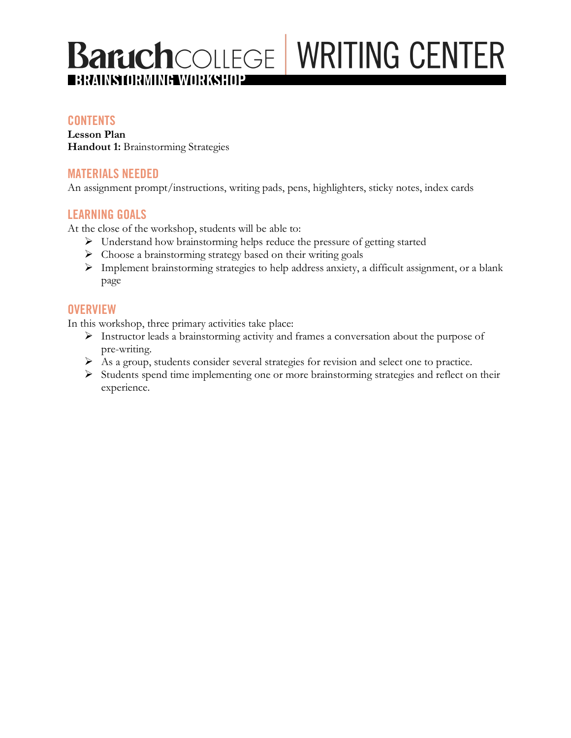# Baruch COLLEGE | WRITING CENTER

## BRAINSTORMING WORKSHOP

### CONTENTS

**Lesson Plan**
**Handout 1:** Brainstorming Strategies

### MATERIALS NEEDED

An assignment prompt/instructions, writing pads, pens, highlighters, sticky notes, index cards

### LEARNING GOALS

At the close of the workshop, students will be able to:

- Understand how brainstorming helps reduce the pressure of getting started
- Choose a brainstorming strategy based on their writing goals
- Implement brainstorming strategies to help address anxiety, a difficult assignment, or a blank page

### OVERVIEW

In this workshop, three primary activities take place:

- Instructor leads a brainstorming activity and frames a conversation about the purpose of pre-writing.
- As a group, students consider several strategies for revision and select one to practice.
- Students spend time implementing one or more brainstorming strategies and reflect on their experience.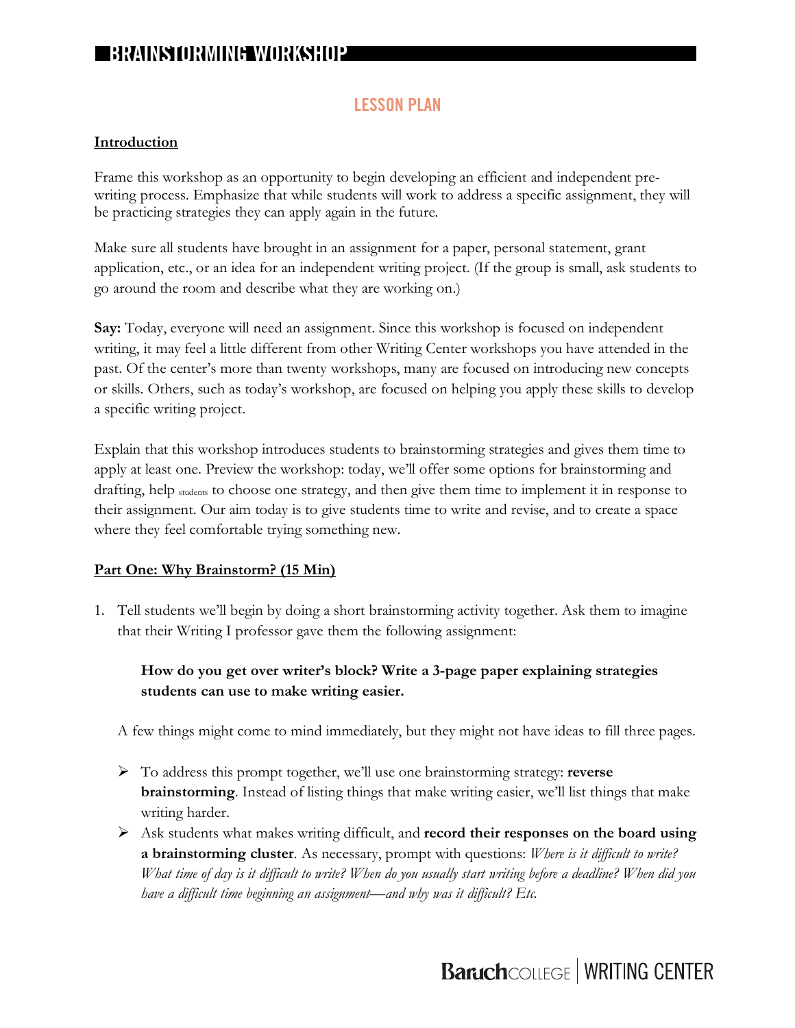## LESSON PLAN

**Introduction**

Frame this workshop as an opportunity to begin developing an efficient and independent pre-writing process. Emphasize that while students will work to address a specific assignment, they will be practicing strategies they can apply again in the future.

Make sure all students have brought in an assignment for a paper, personal statement, grant application, etc., or an idea for an independent writing project. (If the group is small, ask students to go around the room and describe what they are working on.)

**Say:** Today, everyone will need an assignment. Since this workshop is focused on independent writing, it may feel a little different from other Writing Center workshops you have attended in the past. Of the center's more than twenty workshops, many are focused on introducing new concepts or skills. Others, such as today's workshop, are focused on helping you apply these skills to develop a specific writing project.

Explain that this workshop introduces students to brainstorming strategies and gives them time to apply at least one. Preview the workshop: today, we'll offer some options for brainstorming and drafting, help students to choose one strategy, and then give them time to implement it in response to their assignment. Our aim today is to give students time to write and revise, and to create a space where they feel comfortable trying something new.

**Part One: Why Brainstorm? (15 Min)**

1. Tell students we'll begin by doing a short brainstorming activity together. Ask them to imagine that their Writing I professor gave them the following assignment:

   **How do you get over writer's block? Write a 3-page paper explaining strategies students can use to make writing easier.**

   A few things might come to mind immediately, but they might not have ideas to fill three pages.

   - To address this prompt together, we'll use one brainstorming strategy: **reverse brainstorming**. Instead of listing things that make writing easier, we'll list things that make writing harder.
   - Ask students what makes writing difficult, and **record their responses on the board using a brainstorming cluster**. As necessary, prompt with questions: *Where is it difficult to write? What time of day is it difficult to write? When do you usually start writing before a deadline? When did you have a difficult time beginning an assignment—and why was it difficult? Etc.*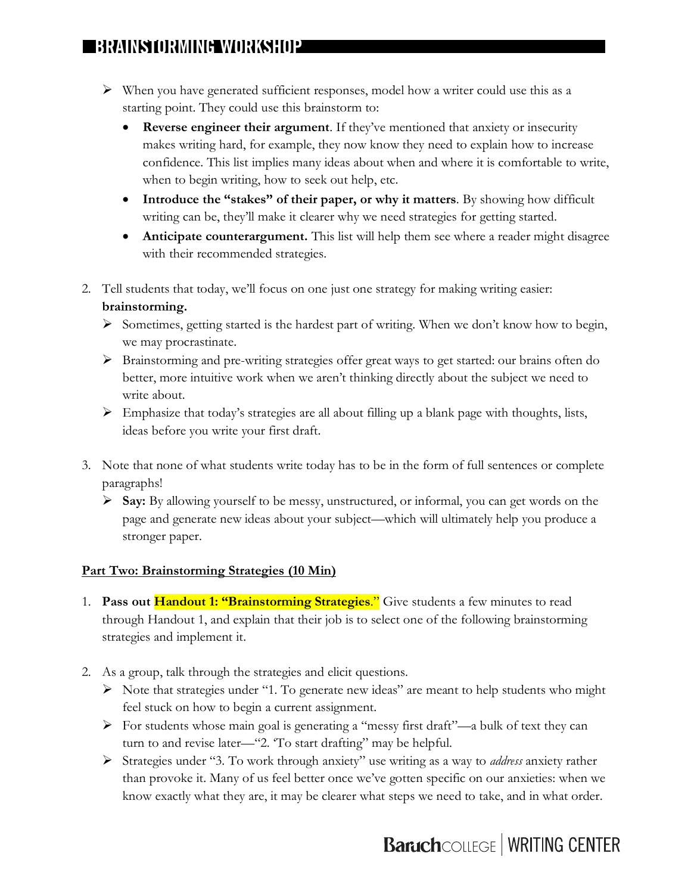- When you have generated sufficient responses, model how a writer could use this as a starting point. They could use this brainstorm to:
  - **Reverse engineer their argument**. If they've mentioned that anxiety or insecurity makes writing hard, for example, they now know they need to explain how to increase confidence. This list implies many ideas about when and where it is comfortable to write, when to begin writing, how to seek out help, etc.
  - **Introduce the "stakes" of their paper, or why it matters**. By showing how difficult writing can be, they'll make it clearer why we need strategies for getting started.
  - **Anticipate counterargument.** This list will help them see where a reader might disagree with their recommended strategies.

2. Tell students that today, we'll focus on one just one strategy for making writing easier: **brainstorming.**
   - Sometimes, getting started is the hardest part of writing. When we don't know how to begin, we may procrastinate.
   - Brainstorming and pre-writing strategies offer great ways to get started: our brains often do better, more intuitive work when we aren't thinking directly about the subject we need to write about.
   - Emphasize that today's strategies are all about filling up a blank page with thoughts, lists, ideas before you write your first draft.

3. Note that none of what students write today has to be in the form of full sentences or complete paragraphs!
   - **Say:** By allowing yourself to be messy, unstructured, or informal, you can get words on the page and generate new ideas about your subject—which will ultimately help you produce a stronger paper.

## Part Two: Brainstorming Strategies (10 Min)

1. **Pass out Handout 1: "Brainstorming Strategies**." Give students a few minutes to read through Handout 1, and explain that their job is to select one of the following brainstorming strategies and implement it.

2. As a group, talk through the strategies and elicit questions.
   - Note that strategies under "1. To generate new ideas" are meant to help students who might feel stuck on how to begin a current assignment.
   - For students whose main goal is generating a "messy first draft"—a bulk of text they can turn to and revise later—"2. 'To start drafting" may be helpful.
   - Strategies under "3. To work through anxiety" use writing as a way to *address* anxiety rather than provoke it. Many of us feel better once we've gotten specific on our anxieties: when we know exactly what they are, it may be clearer what steps we need to take, and in what order.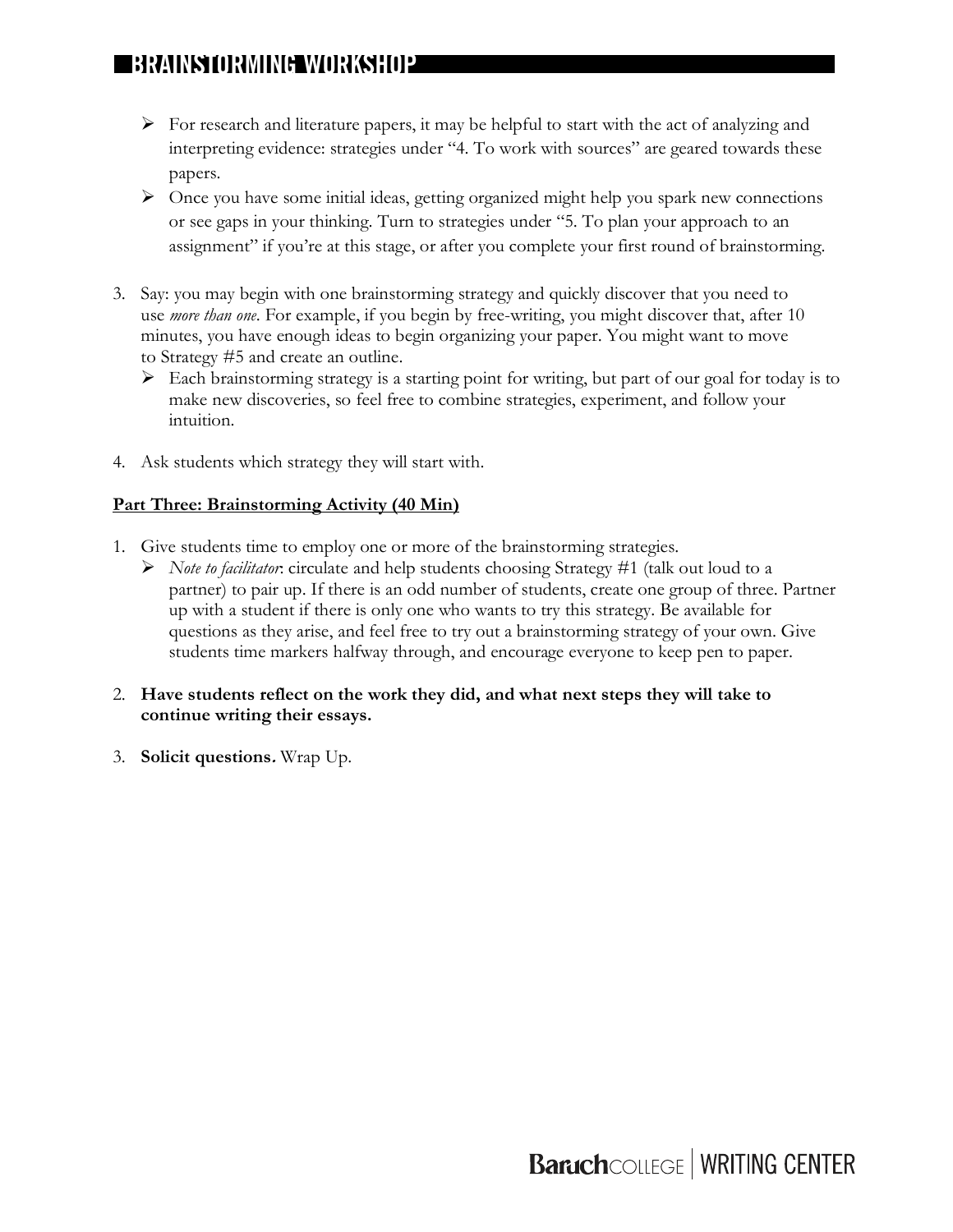- For research and literature papers, it may be helpful to start with the act of analyzing and interpreting evidence: strategies under "4. To work with sources" are geared towards these papers.
- Once you have some initial ideas, getting organized might help you spark new connections or see gaps in your thinking. Turn to strategies under "5. To plan your approach to an assignment" if you're at this stage, or after you complete your first round of brainstorming.

3. Say: you may begin with one brainstorming strategy and quickly discover that you need to use *more than one*. For example, if you begin by free-writing, you might discover that, after 10 minutes, you have enough ideas to begin organizing your paper. You might want to move to Strategy #5 and create an outline.
   - Each brainstorming strategy is a starting point for writing, but part of our goal for today is to make new discoveries, so feel free to combine strategies, experiment, and follow your intuition.

4. Ask students which strategy they will start with.

**Part Three: Brainstorming Activity (40 Min)**

1. Give students time to employ one or more of the brainstorming strategies.
   - *Note to facilitator*: circulate and help students choosing Strategy #1 (talk out loud to a partner) to pair up. If there is an odd number of students, create one group of three. Partner up with a student if there is only one who wants to try this strategy. Be available for questions as they arise, and feel free to try out a brainstorming strategy of your own. Give students time markers halfway through, and encourage everyone to keep pen to paper.

2. **Have students reflect on the work they did, and what next steps they will take to continue writing their essays.**

3. **Solicit questions.** Wrap Up.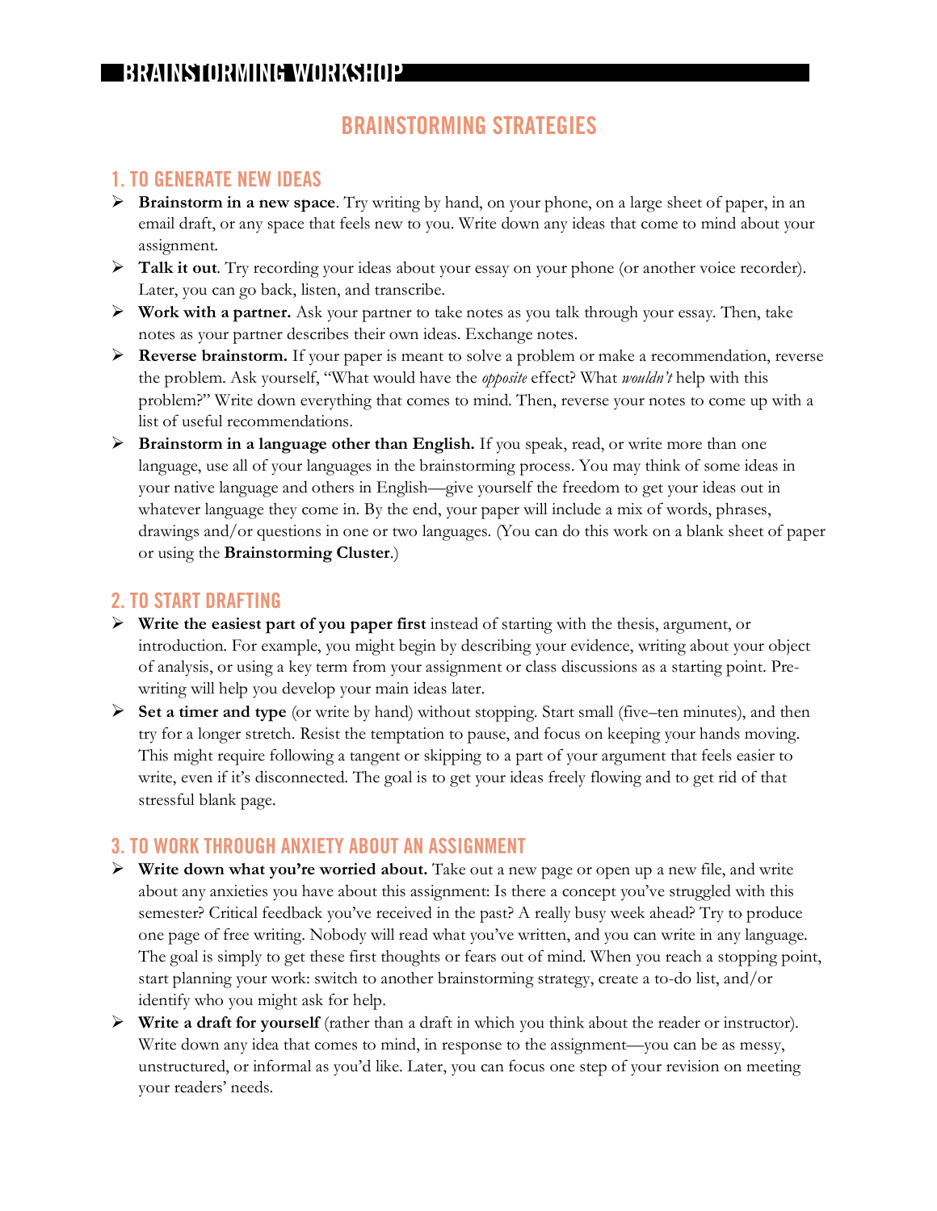# BRAINSTORMING WORKSHOP

## BRAINSTORMING STRATEGIES

### 1. TO GENERATE NEW IDEAS

- **Brainstorm in a new space**. Try writing by hand, on your phone, on a large sheet of paper, in an email draft, or any space that feels new to you. Write down any ideas that come to mind about your assignment.
- **Talk it out**. Try recording your ideas about your essay on your phone (or another voice recorder). Later, you can go back, listen, and transcribe.
- **Work with a partner.** Ask your partner to take notes as you talk through your essay. Then, take notes as your partner describes their own ideas. Exchange notes.
- **Reverse brainstorm.** If your paper is meant to solve a problem or make a recommendation, reverse the problem. Ask yourself, "What would have the *opposite* effect? What *wouldn't* help with this problem?" Write down everything that comes to mind. Then, reverse your notes to come up with a list of useful recommendations.
- **Brainstorm in a language other than English.** If you speak, read, or write more than one language, use all of your languages in the brainstorming process. You may think of some ideas in your native language and others in English—give yourself the freedom to get your ideas out in whatever language they come in. By the end, your paper will include a mix of words, phrases, drawings and/or questions in one or two languages. (You can do this work on a blank sheet of paper or using the **Brainstorming Cluster**.)

### 2. TO START DRAFTING

- **Write the easiest part of you paper first** instead of starting with the thesis, argument, or introduction. For example, you might begin by describing your evidence, writing about your object of analysis, or using a key term from your assignment or class discussions as a starting point. Pre-writing will help you develop your main ideas later.
- **Set a timer and type** (or write by hand) without stopping. Start small (five–ten minutes), and then try for a longer stretch. Resist the temptation to pause, and focus on keeping your hands moving. This might require following a tangent or skipping to a part of your argument that feels easier to write, even if it's disconnected. The goal is to get your ideas freely flowing and to get rid of that stressful blank page.

### 3. TO WORK THROUGH ANXIETY ABOUT AN ASSIGNMENT

- **Write down what you're worried about.** Take out a new page or open up a new file, and write about any anxieties you have about this assignment: Is there a concept you've struggled with this semester? Critical feedback you've received in the past? A really busy week ahead? Try to produce one page of free writing. Nobody will read what you've written, and you can write in any language. The goal is simply to get these first thoughts or fears out of mind. When you reach a stopping point, start planning your work: switch to another brainstorming strategy, create a to-do list, and/or identify who you might ask for help.
- **Write a draft for yourself** (rather than a draft in which you think about the reader or instructor). Write down any idea that comes to mind, in response to the assignment—you can be as messy, unstructured, or informal as you'd like. Later, you can focus one step of your revision on meeting your readers' needs.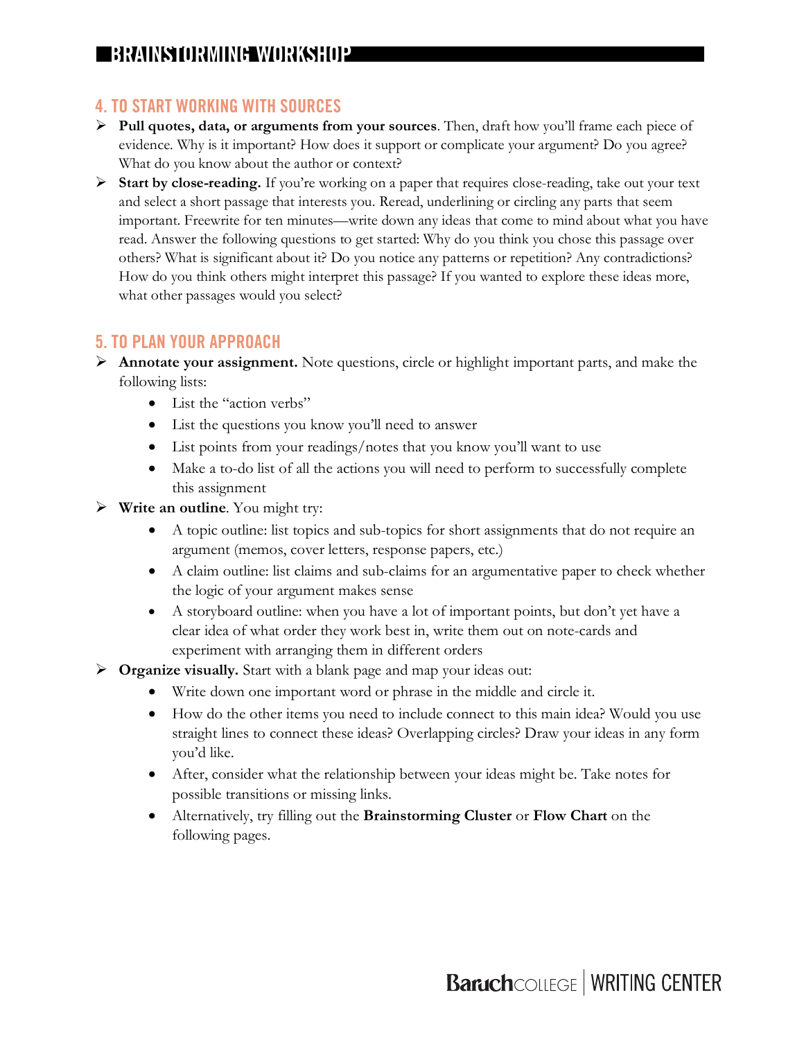## 4. TO START WORKING WITH SOURCES

- **Pull quotes, data, or arguments from your sources**. Then, draft how you'll frame each piece of evidence. Why is it important? How does it support or complicate your argument? Do you agree? What do you know about the author or context?
- **Start by close-reading.** If you're working on a paper that requires close-reading, take out your text and select a short passage that interests you. Reread, underlining or circling any parts that seem important. Freewrite for ten minutes—write down any ideas that come to mind about what you have read. Answer the following questions to get started: Why do you think you chose this passage over others? What is significant about it? Do you notice any patterns or repetition? Any contradictions? How do you think others might interpret this passage? If you wanted to explore these ideas more, what other passages would you select?

## 5. TO PLAN YOUR APPROACH

- **Annotate your assignment.** Note questions, circle or highlight important parts, and make the following lists:
  - List the "action verbs"
  - List the questions you know you'll need to answer
  - List points from your readings/notes that you know you'll want to use
  - Make a to-do list of all the actions you will need to perform to successfully complete this assignment
- **Write an outline**. You might try:
  - A topic outline: list topics and sub-topics for short assignments that do not require an argument (memos, cover letters, response papers, etc.)
  - A claim outline: list claims and sub-claims for an argumentative paper to check whether the logic of your argument makes sense
  - A storyboard outline: when you have a lot of important points, but don't yet have a clear idea of what order they work best in, write them out on note-cards and experiment with arranging them in different orders
- **Organize visually.** Start with a blank page and map your ideas out:
  - Write down one important word or phrase in the middle and circle it.
  - How do the other items you need to include connect to this main idea? Would you use straight lines to connect these ideas? Overlapping circles? Draw your ideas in any form you'd like.
  - After, consider what the relationship between your ideas might be. Take notes for possible transitions or missing links.
  - Alternatively, try filling out the **Brainstorming Cluster** or **Flow Chart** on the following pages.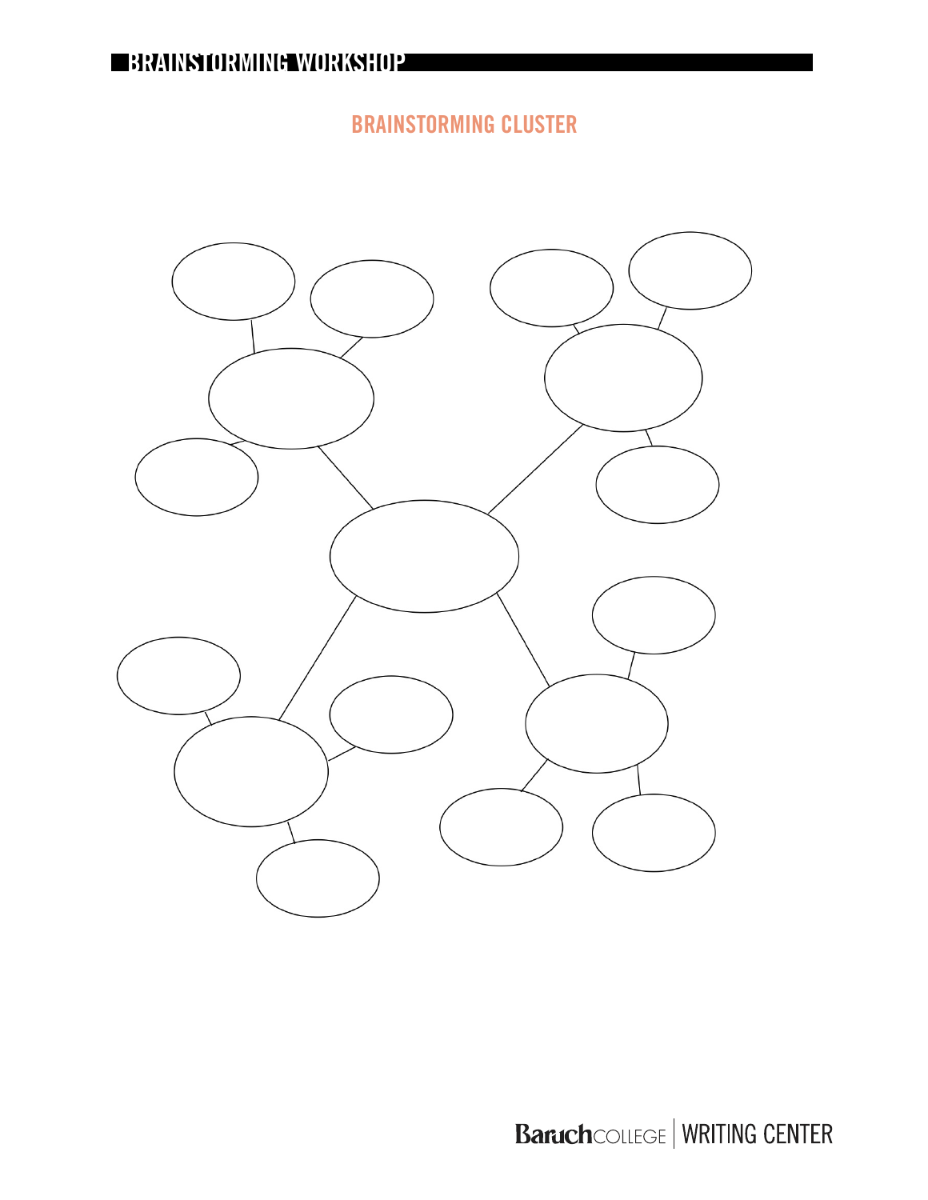## BRAINSTORMING CLUSTER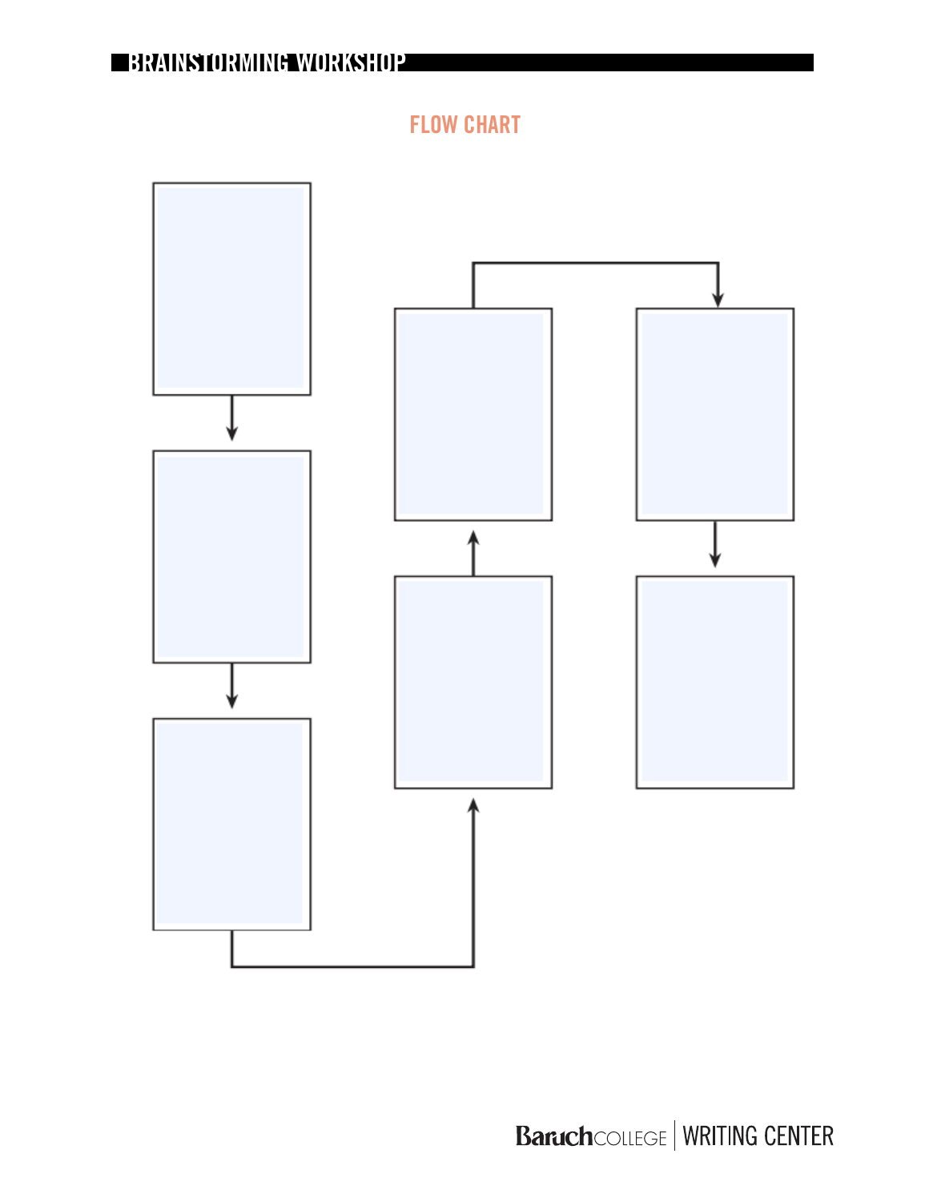# FLOW CHART